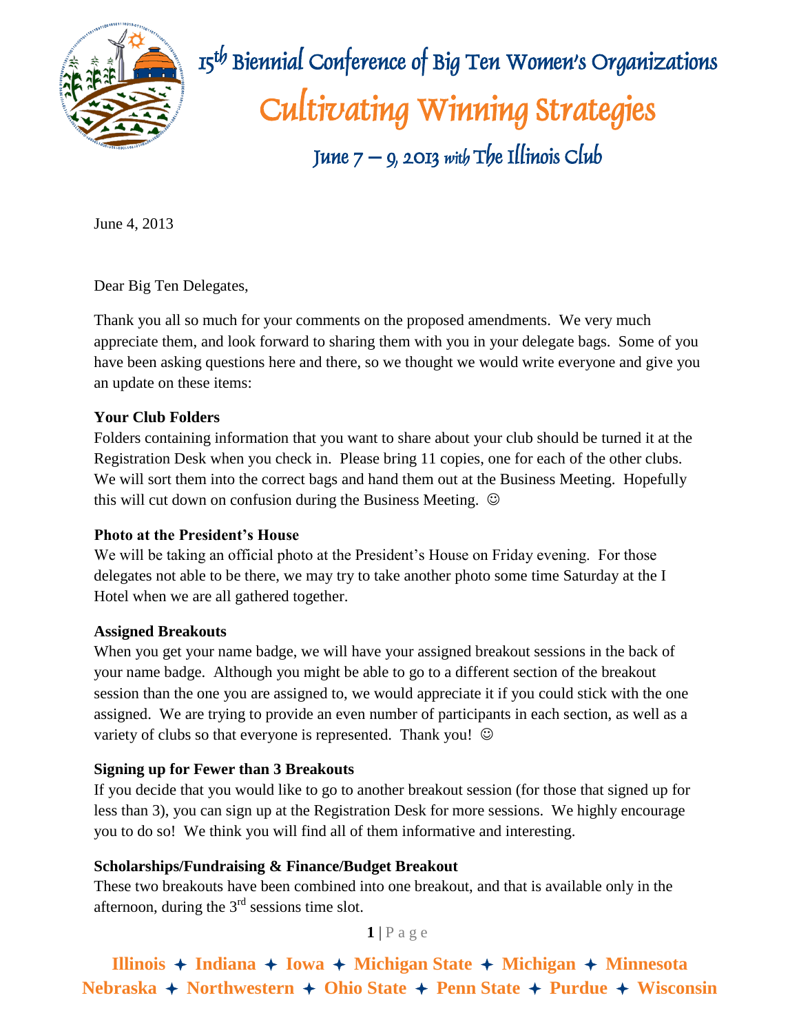# 15th Biennial Conference of Big Ten Women's Organizations

## Cultivating Winning Strategies

### June 7 – 9, 2013 *with* The Illinois Club

June 4, 2013

Dear Big Ten Delegates,

Thank you all so much for your comments on the proposed amendments. We very much appreciate them, and look forward to sharing them with you in your delegate bags. Some of you have been asking questions here and there, so we thought we would write everyone and give you an update on these items:

**Your Club Folders**

Folders containing information that you want to share about your club should be turned it at the Registration Desk when you check in. Please bring 11 copies, one for each of the other clubs. We will sort them into the correct bags and hand them out at the Business Meeting. Hopefully this will cut down on confusion during the Business Meeting. ☺

**Photo at the President's House**

We will be taking an official photo at the President's House on Friday evening. For those delegates not able to be there, we may try to take another photo some time Saturday at the I Hotel when we are all gathered together.

**Assigned Breakouts**

When you get your name badge, we will have your assigned breakout sessions in the back of your name badge. Although you might be able to go to a different section of the breakout session than the one you are assigned to, we would appreciate it if you could stick with the one assigned. We are trying to provide an even number of participants in each section, as well as a variety of clubs so that everyone is represented. Thank you! ☺

**Signing up for Fewer than 3 Breakouts**

If you decide that you would like to go to another breakout session (for those that signed up for less than 3), you can sign up at the Registration Desk for more sessions. We highly encourage you to do so! We think you will find all of them informative and interesting.

**Scholarships/Fundraising & Finance/Budget Breakout**

These two breakouts have been combined into one breakout, and that is available only in the afternoon, during the 3rd sessions time slot.

**Illinois ✦ Indiana ✦ Iowa ✦ Michigan State ✦ Michigan ✦ Minnesota**
**Nebraska ✦ Northwestern ✦ Ohio State ✦ Penn State ✦ Purdue ✦ Wisconsin**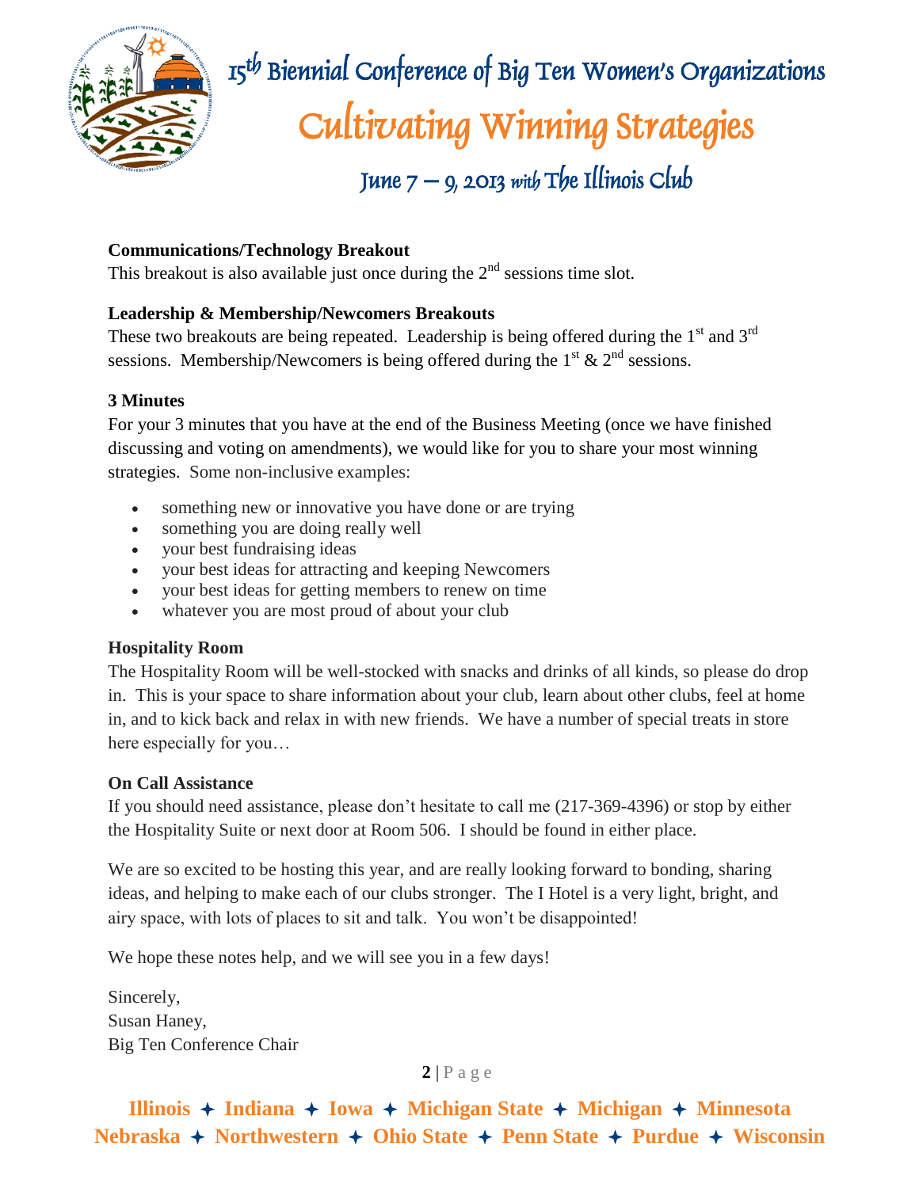**Communications/Technology Breakout**

This breakout is also available just once during the 2nd sessions time slot.

**Leadership & Membership/Newcomers Breakouts**

These two breakouts are being repeated. Leadership is being offered during the 1st and 3rd sessions. Membership/Newcomers is being offered during the 1st & 2nd sessions.

**3 Minutes**

For your 3 minutes that you have at the end of the Business Meeting (once we have finished discussing and voting on amendments), we would like for you to share your most winning strategies. Some non-inclusive examples:

- something new or innovative you have done or are trying
- something you are doing really well
- your best fundraising ideas
- your best ideas for attracting and keeping Newcomers
- your best ideas for getting members to renew on time
- whatever you are most proud of about your club

**Hospitality Room**

The Hospitality Room will be well-stocked with snacks and drinks of all kinds, so please do drop in. This is your space to share information about your club, learn about other clubs, feel at home in, and to kick back and relax in with new friends. We have a number of special treats in store here especially for you…

**On Call Assistance**

If you should need assistance, please don't hesitate to call me (217-369-4396) or stop by either the Hospitality Suite or next door at Room 506. I should be found in either place.

We are so excited to be hosting this year, and are really looking forward to bonding, sharing ideas, and helping to make each of our clubs stronger. The I Hotel is a very light, bright, and airy space, with lots of places to sit and talk. You won't be disappointed!

We hope these notes help, and we will see you in a few days!

Sincerely,
Susan Haney,
Big Ten Conference Chair